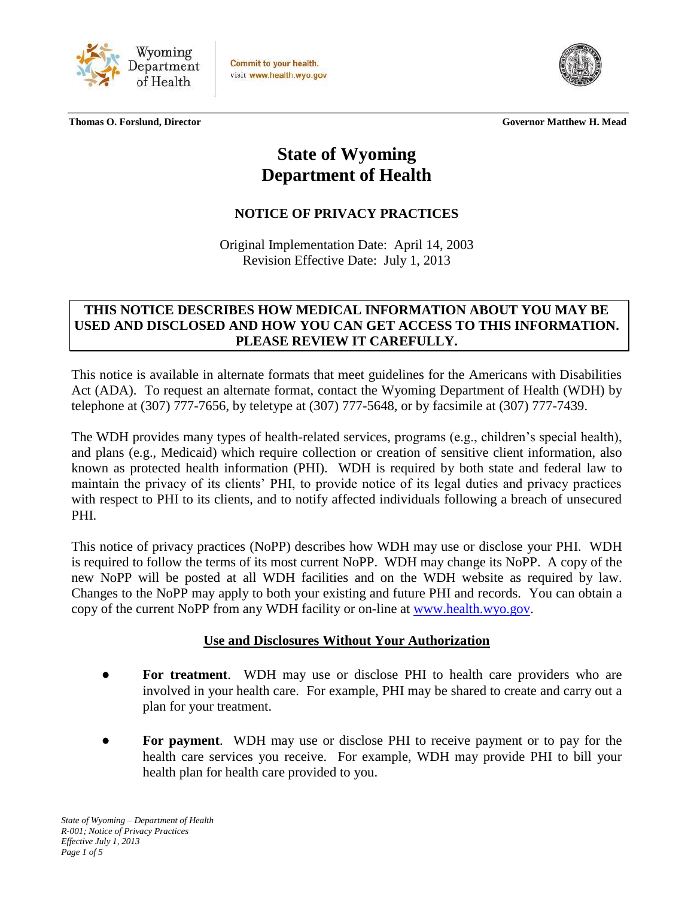Wyoming Department of Health

Commit to your health.
visit www.health.wyo.gov

**Thomas O. Forslund, Director** **Governor Matthew H. Mead**

# State of Wyoming
# Department of Health

## NOTICE OF PRIVACY PRACTICES

Original Implementation Date: April 14, 2003
Revision Effective Date: July 1, 2013

**THIS NOTICE DESCRIBES HOW MEDICAL INFORMATION ABOUT YOU MAY BE USED AND DISCLOSED AND HOW YOU CAN GET ACCESS TO THIS INFORMATION. PLEASE REVIEW IT CAREFULLY.**

This notice is available in alternate formats that meet guidelines for the Americans with Disabilities Act (ADA). To request an alternate format, contact the Wyoming Department of Health (WDH) by telephone at (307) 777-7656, by teletype at (307) 777-5648, or by facsimile at (307) 777-7439.

The WDH provides many types of health-related services, programs (e.g., children's special health), and plans (e.g., Medicaid) which require collection or creation of sensitive client information, also known as protected health information (PHI). WDH is required by both state and federal law to maintain the privacy of its clients' PHI, to provide notice of its legal duties and privacy practices with respect to PHI to its clients, and to notify affected individuals following a breach of unsecured PHI.

This notice of privacy practices (NoPP) describes how WDH may use or disclose your PHI. WDH is required to follow the terms of its most current NoPP. WDH may change its NoPP. A copy of the new NoPP will be posted at all WDH facilities and on the WDH website as required by law. Changes to the NoPP may apply to both your existing and future PHI and records. You can obtain a copy of the current NoPP from any WDH facility or on-line at www.health.wyo.gov.

### Use and Disclosures Without Your Authorization

- **For treatment**. WDH may use or disclose PHI to health care providers who are involved in your health care. For example, PHI may be shared to create and carry out a plan for your treatment.
- **For payment**. WDH may use or disclose PHI to receive payment or to pay for the health care services you receive. For example, WDH may provide PHI to bill your health plan for health care provided to you.

*State of Wyoming – Department of Health*
*R-001; Notice of Privacy Practices*
*Effective July 1, 2013*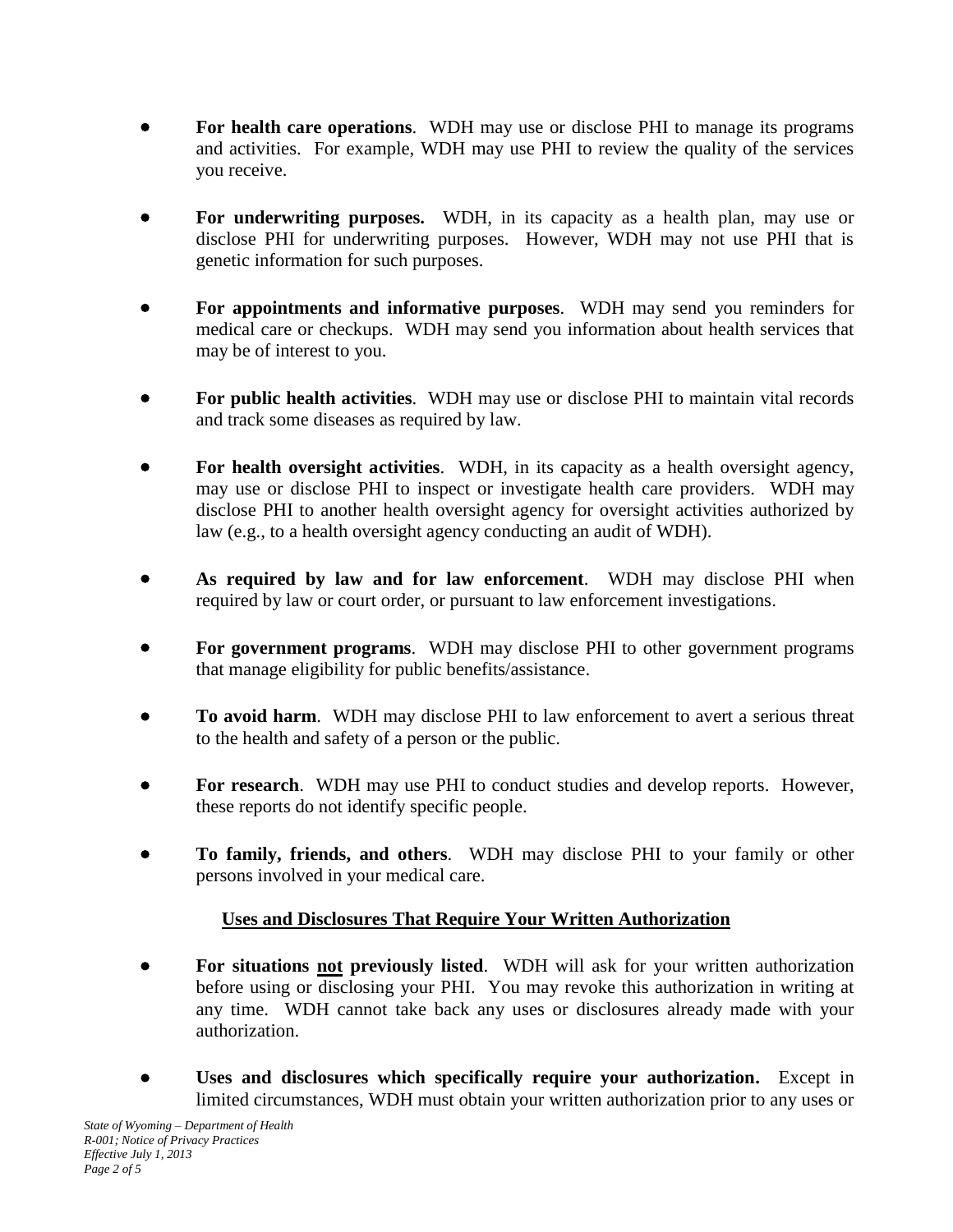- **For health care operations**. WDH may use or disclose PHI to manage its programs and activities. For example, WDH may use PHI to review the quality of the services you receive.

- **For underwriting purposes.** WDH, in its capacity as a health plan, may use or disclose PHI for underwriting purposes. However, WDH may not use PHI that is genetic information for such purposes.

- **For appointments and informative purposes**. WDH may send you reminders for medical care or checkups. WDH may send you information about health services that may be of interest to you.

- **For public health activities**. WDH may use or disclose PHI to maintain vital records and track some diseases as required by law.

- **For health oversight activities**. WDH, in its capacity as a health oversight agency, may use or disclose PHI to inspect or investigate health care providers. WDH may disclose PHI to another health oversight agency for oversight activities authorized by law (e.g., to a health oversight agency conducting an audit of WDH).

- **As required by law and for law enforcement**. WDH may disclose PHI when required by law or court order, or pursuant to law enforcement investigations.

- **For government programs**. WDH may disclose PHI to other government programs that manage eligibility for public benefits/assistance.

- **To avoid harm**. WDH may disclose PHI to law enforcement to avert a serious threat to the health and safety of a person or the public.

- **For research**. WDH may use PHI to conduct studies and develop reports. However, these reports do not identify specific people.

- **To family, friends, and others**. WDH may disclose PHI to your family or other persons involved in your medical care.

## Uses and Disclosures That Require Your Written Authorization

- **For situations not previously listed**. WDH will ask for your written authorization before using or disclosing your PHI. You may revoke this authorization in writing at any time. WDH cannot take back any uses or disclosures already made with your authorization.

- **Uses and disclosures which specifically require your authorization.** Except in limited circumstances, WDH must obtain your written authorization prior to any uses or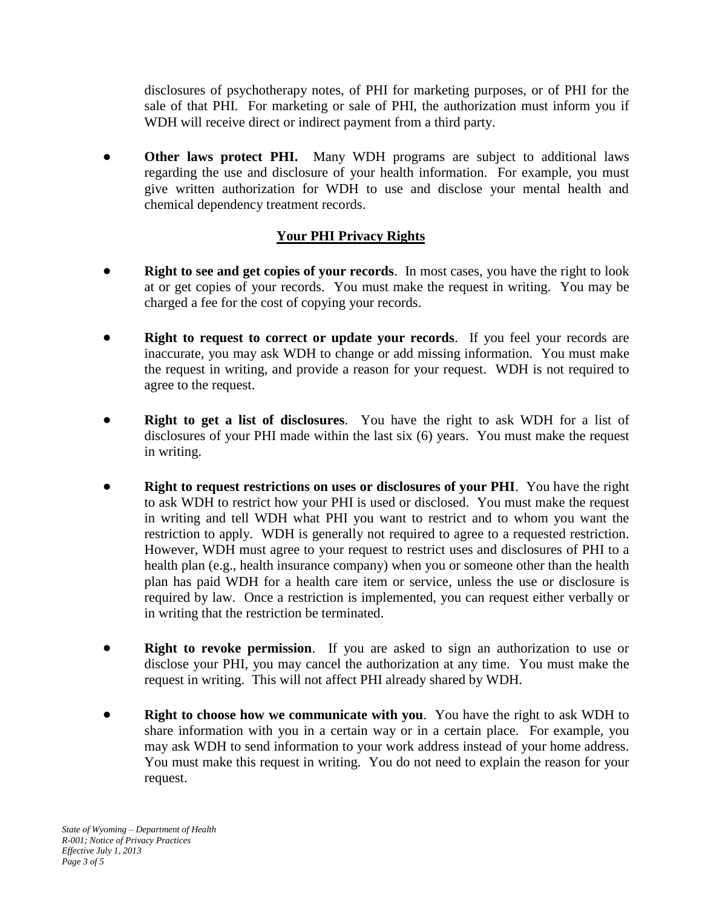disclosures of psychotherapy notes, of PHI for marketing purposes, or of PHI for the sale of that PHI. For marketing or sale of PHI, the authorization must inform you if WDH will receive direct or indirect payment from a third party.

- **Other laws protect PHI.** Many WDH programs are subject to additional laws regarding the use and disclosure of your health information. For example, you must give written authorization for WDH to use and disclose your mental health and chemical dependency treatment records.

## Your PHI Privacy Rights

- **Right to see and get copies of your records**. In most cases, you have the right to look at or get copies of your records. You must make the request in writing. You may be charged a fee for the cost of copying your records.

- **Right to request to correct or update your records**. If you feel your records are inaccurate, you may ask WDH to change or add missing information. You must make the request in writing, and provide a reason for your request. WDH is not required to agree to the request.

- **Right to get a list of disclosures**. You have the right to ask WDH for a list of disclosures of your PHI made within the last six (6) years. You must make the request in writing.

- **Right to request restrictions on uses or disclosures of your PHI**. You have the right to ask WDH to restrict how your PHI is used or disclosed. You must make the request in writing and tell WDH what PHI you want to restrict and to whom you want the restriction to apply. WDH is generally not required to agree to a requested restriction. However, WDH must agree to your request to restrict uses and disclosures of PHI to a health plan (e.g., health insurance company) when you or someone other than the health plan has paid WDH for a health care item or service, unless the use or disclosure is required by law. Once a restriction is implemented, you can request either verbally or in writing that the restriction be terminated.

- **Right to revoke permission**. If you are asked to sign an authorization to use or disclose your PHI, you may cancel the authorization at any time. You must make the request in writing. This will not affect PHI already shared by WDH.

- **Right to choose how we communicate with you**. You have the right to ask WDH to share information with you in a certain way or in a certain place. For example, you may ask WDH to send information to your work address instead of your home address. You must make this request in writing. You do not need to explain the reason for your request.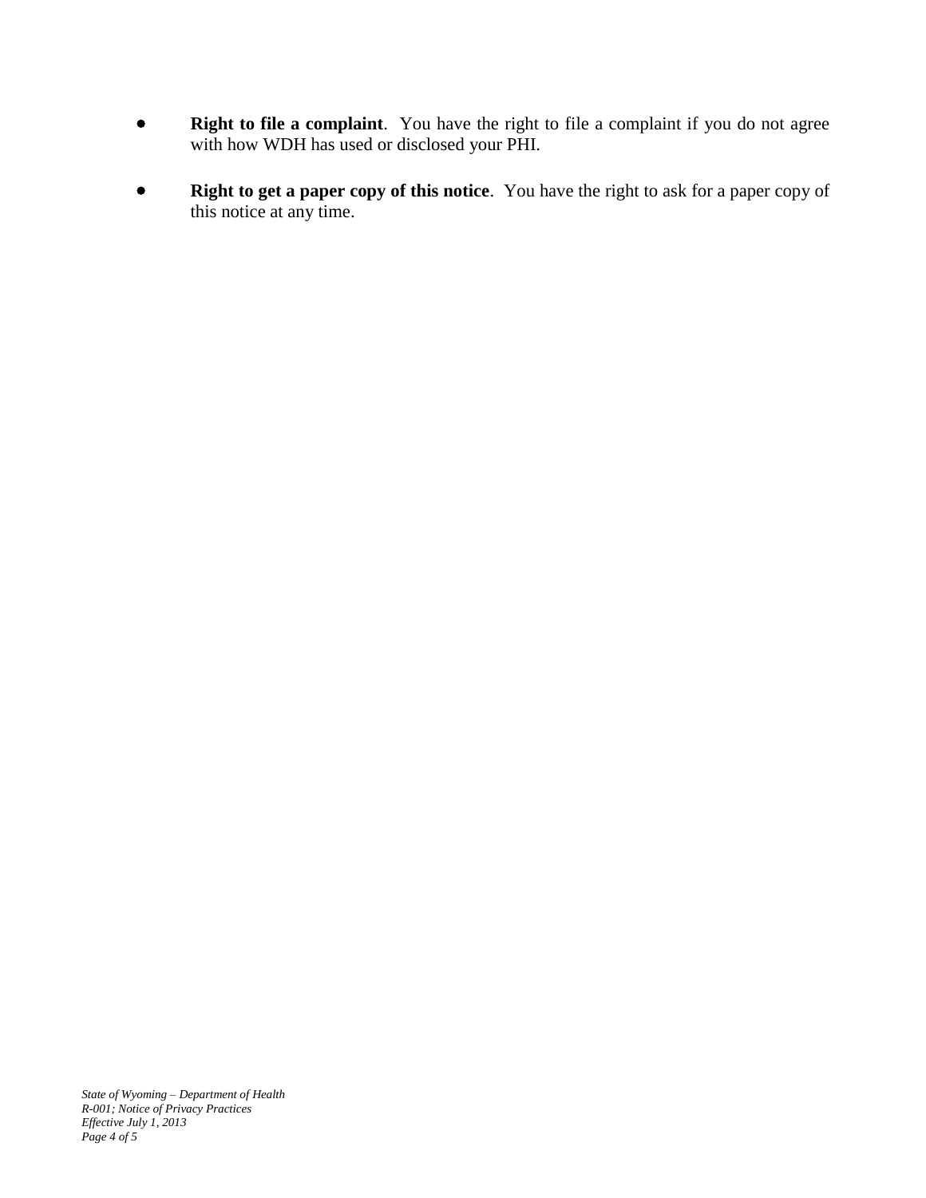- **Right to file a complaint**. You have the right to file a complaint if you do not agree with how WDH has used or disclosed your PHI.

- **Right to get a paper copy of this notice**. You have the right to ask for a paper copy of this notice at any time.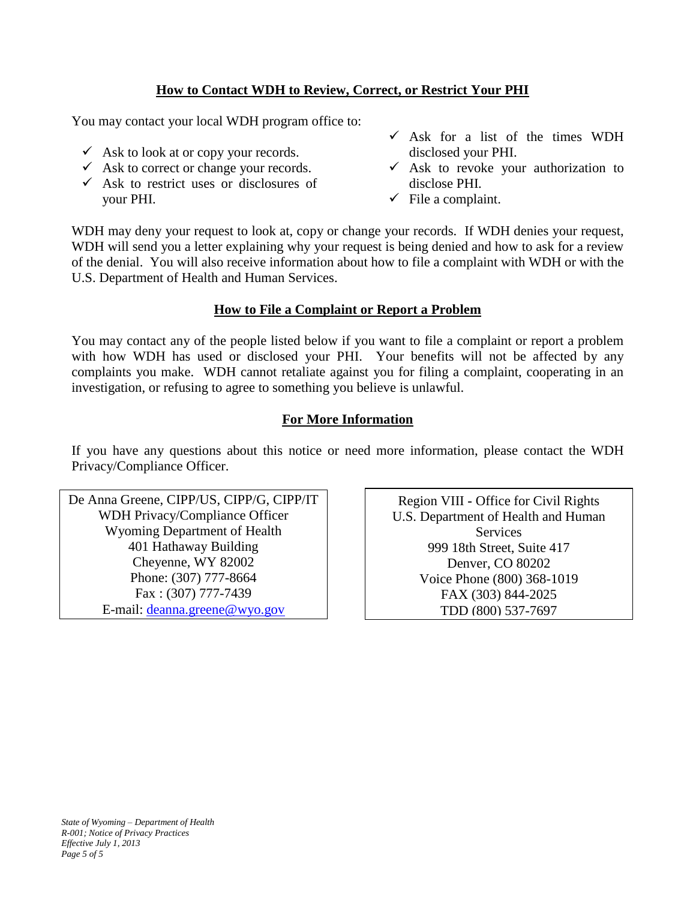## How to Contact WDH to Review, Correct, or Restrict Your PHI

You may contact your local WDH program office to:

- ✓ Ask to look at or copy your records.
- ✓ Ask to correct or change your records.
- ✓ Ask to restrict uses or disclosures of your PHI.
- ✓ Ask for a list of the times WDH disclosed your PHI.
- ✓ Ask to revoke your authorization to disclose PHI.
- ✓ File a complaint.

WDH may deny your request to look at, copy or change your records. If WDH denies your request, WDH will send you a letter explaining why your request is being denied and how to ask for a review of the denial. You will also receive information about how to file a complaint with WDH or with the U.S. Department of Health and Human Services.

## How to File a Complaint or Report a Problem

You may contact any of the people listed below if you want to file a complaint or report a problem with how WDH has used or disclosed your PHI. Your benefits will not be affected by any complaints you make. WDH cannot retaliate against you for filing a complaint, cooperating in an investigation, or refusing to agree to something you believe is unlawful.

## For More Information

If you have any questions about this notice or need more information, please contact the WDH Privacy/Compliance Officer.

De Anna Greene, CIPP/US, CIPP/G, CIPP/IT
WDH Privacy/Compliance Officer
Wyoming Department of Health
401 Hathaway Building
Cheyenne, WY 82002
Phone: (307) 777-8664
Fax : (307) 777-7439
E-mail: deanna.greene@wyo.gov

Region VIII - Office for Civil Rights
U.S. Department of Health and Human Services
999 18th Street, Suite 417
Denver, CO 80202
Voice Phone (800) 368-1019
FAX (303) 844-2025
TDD (800) 537-7697